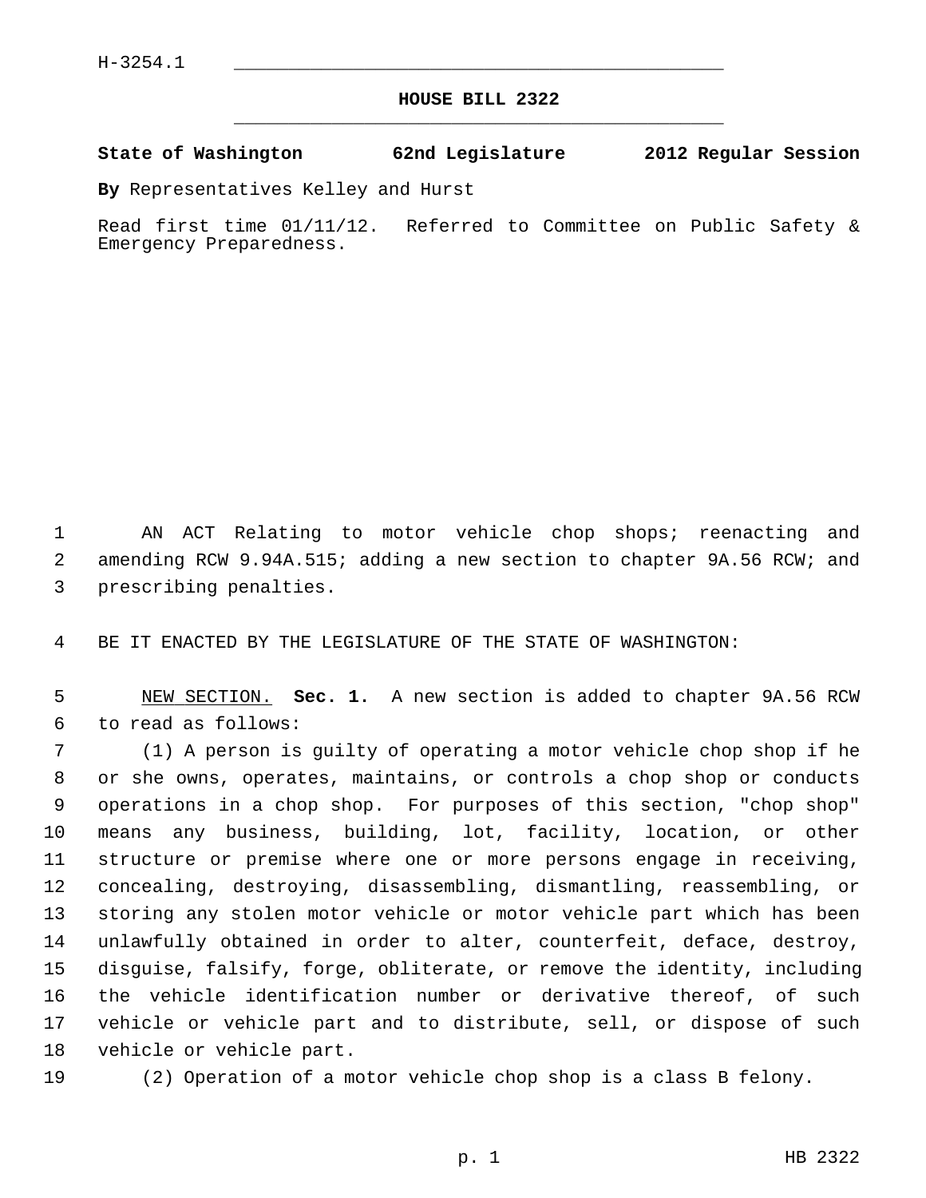H-3254.1

# HOUSE BILL 2322

**State of Washington 62nd Legislature 2012 Regular Session**

**By** Representatives Kelley and Hurst

Read first time 01/11/12. Referred to Committee on Public Safety & Emergency Preparedness.

AN ACT Relating to motor vehicle chop shops; reenacting and amending RCW 9.94A.515; adding a new section to chapter 9A.56 RCW; and prescribing penalties.

BE IT ENACTED BY THE LEGISLATURE OF THE STATE OF WASHINGTON:

NEW SECTION. **Sec. 1.** A new section is added to chapter 9A.56 RCW to read as follows:

(1) A person is guilty of operating a motor vehicle chop shop if he or she owns, operates, maintains, or controls a chop shop or conducts operations in a chop shop. For purposes of this section, "chop shop" means any business, building, lot, facility, location, or other structure or premise where one or more persons engage in receiving, concealing, destroying, disassembling, dismantling, reassembling, or storing any stolen motor vehicle or motor vehicle part which has been unlawfully obtained in order to alter, counterfeit, deface, destroy, disguise, falsify, forge, obliterate, or remove the identity, including the vehicle identification number or derivative thereof, of such vehicle or vehicle part and to distribute, sell, or dispose of such vehicle or vehicle part.

(2) Operation of a motor vehicle chop shop is a class B felony.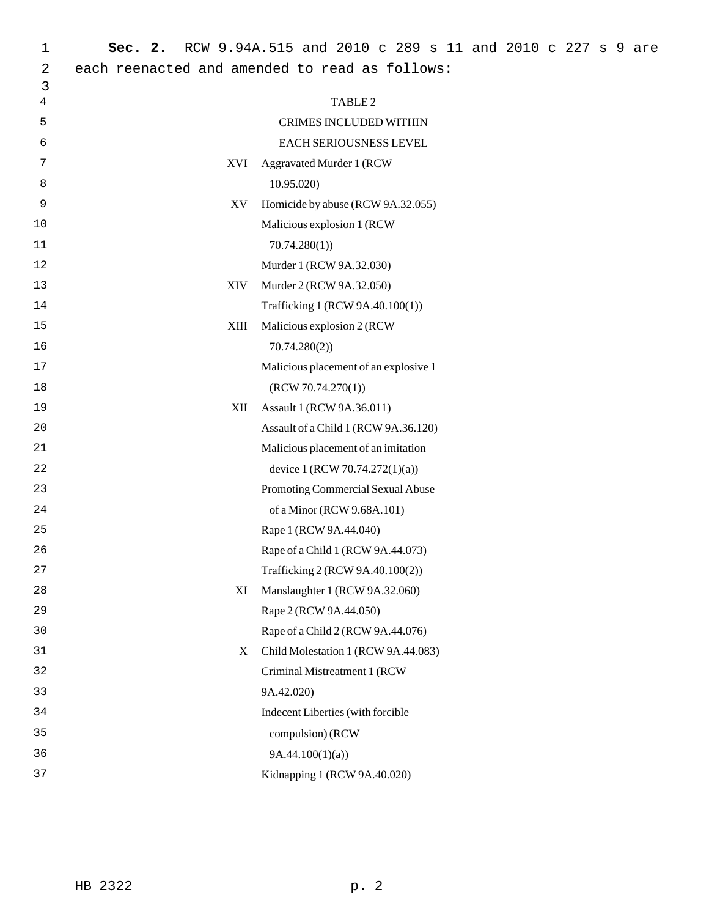**Sec. 2.** RCW 9.94A.515 and 2010 c 289 s 11 and 2010 c 227 s 9 are each reenacted and amended to read as follows:

TABLE 2

CRIMES INCLUDED WITHIN EACH SERIOUSNESS LEVEL

| | |
|---|---|
| XVI | Aggravated Murder 1 (RCW 10.95.020) |
| XV | Homicide by abuse (RCW 9A.32.055) |
| | Malicious explosion 1 (RCW 70.74.280(1)) |
| | Murder 1 (RCW 9A.32.030) |
| XIV | Murder 2 (RCW 9A.32.050) |
| | Trafficking 1 (RCW 9A.40.100(1)) |
| XIII | Malicious explosion 2 (RCW 70.74.280(2)) |
| | Malicious placement of an explosive 1 (RCW 70.74.270(1)) |
| XII | Assault 1 (RCW 9A.36.011) |
| | Assault of a Child 1 (RCW 9A.36.120) |
| | Malicious placement of an imitation device 1 (RCW 70.74.272(1)(a)) |
| | Promoting Commercial Sexual Abuse of a Minor (RCW 9.68A.101) |
| | Rape 1 (RCW 9A.44.040) |
| | Rape of a Child 1 (RCW 9A.44.073) |
| | Trafficking 2 (RCW 9A.40.100(2)) |
| XI | Manslaughter 1 (RCW 9A.32.060) |
| | Rape 2 (RCW 9A.44.050) |
| | Rape of a Child 2 (RCW 9A.44.076) |
| X | Child Molestation 1 (RCW 9A.44.083) |
| | Criminal Mistreatment 1 (RCW 9A.42.020) |
| | Indecent Liberties (with forcible compulsion) (RCW 9A.44.100(1)(a)) |
| | Kidnapping 1 (RCW 9A.40.020) |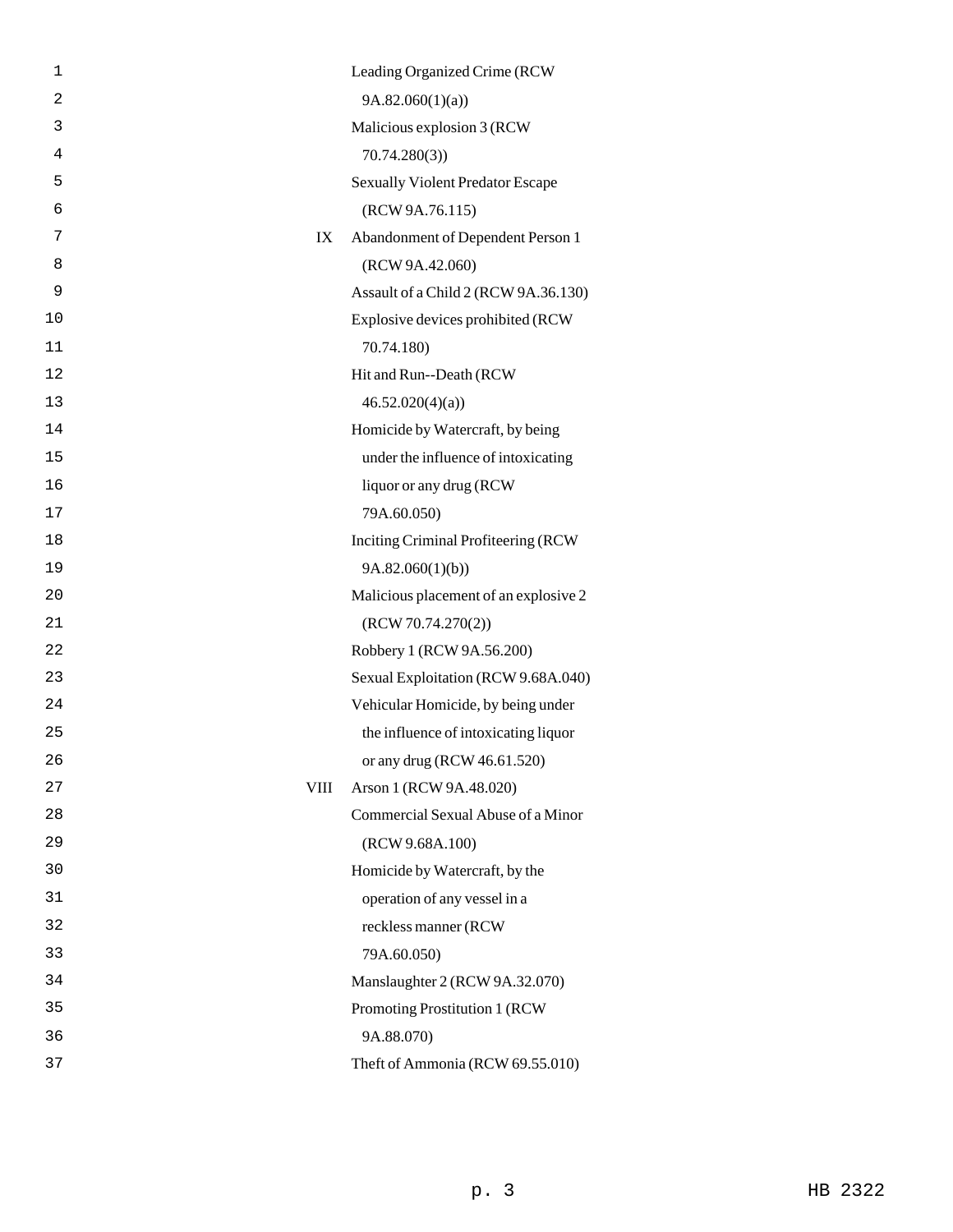| | |
|---|---|
| | Leading Organized Crime (RCW 9A.82.060(1)(a)) |
| | Malicious explosion 3 (RCW 70.74.280(3)) |
| | Sexually Violent Predator Escape (RCW 9A.76.115) |
| IX | Abandonment of Dependent Person 1 (RCW 9A.42.060) |
| | Assault of a Child 2 (RCW 9A.36.130) |
| | Explosive devices prohibited (RCW 70.74.180) |
| | Hit and Run--Death (RCW 46.52.020(4)(a)) |
| | Homicide by Watercraft, by being under the influence of intoxicating liquor or any drug (RCW 79A.60.050) |
| | Inciting Criminal Profiteering (RCW 9A.82.060(1)(b)) |
| | Malicious placement of an explosive 2 (RCW 70.74.270(2)) |
| | Robbery 1 (RCW 9A.56.200) |
| | Sexual Exploitation (RCW 9.68A.040) |
| | Vehicular Homicide, by being under the influence of intoxicating liquor or any drug (RCW 46.61.520) |
| VIII | Arson 1 (RCW 9A.48.020) |
| | Commercial Sexual Abuse of a Minor (RCW 9.68A.100) |
| | Homicide by Watercraft, by the operation of any vessel in a reckless manner (RCW 79A.60.050) |
| | Manslaughter 2 (RCW 9A.32.070) |
| | Promoting Prostitution 1 (RCW 9A.88.070) |
| | Theft of Ammonia (RCW 69.55.010) |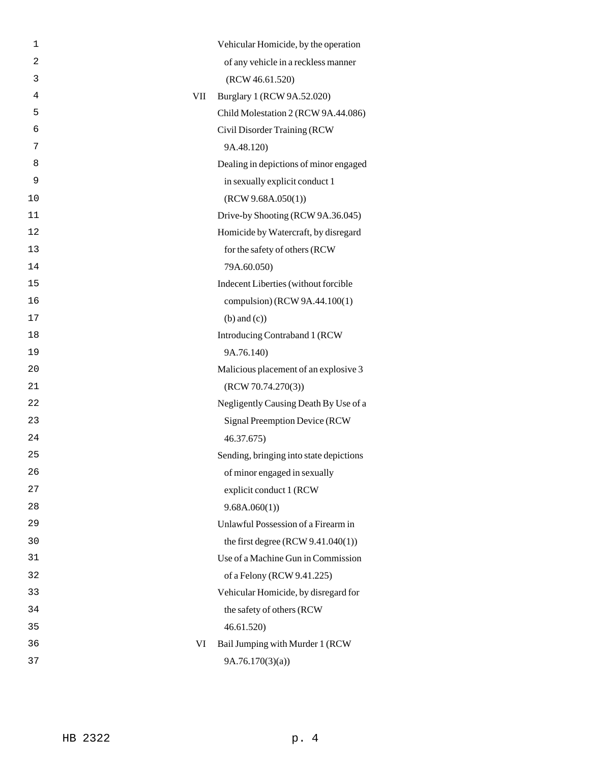| | |
|---|---|
| | Vehicular Homicide, by the operation of any vehicle in a reckless manner (RCW 46.61.520) |
| VII | Burglary 1 (RCW 9A.52.020) |
| | Child Molestation 2 (RCW 9A.44.086) |
| | Civil Disorder Training (RCW 9A.48.120) |
| | Dealing in depictions of minor engaged in sexually explicit conduct 1 (RCW 9.68A.050(1)) |
| | Drive-by Shooting (RCW 9A.36.045) |
| | Homicide by Watercraft, by disregard for the safety of others (RCW 79A.60.050) |
| | Indecent Liberties (without forcible compulsion) (RCW 9A.44.100(1) (b) and (c)) |
| | Introducing Contraband 1 (RCW 9A.76.140) |
| | Malicious placement of an explosive 3 (RCW 70.74.270(3)) |
| | Negligently Causing Death By Use of a Signal Preemption Device (RCW 46.37.675) |
| | Sending, bringing into state depictions of minor engaged in sexually explicit conduct 1 (RCW 9.68A.060(1)) |
| | Unlawful Possession of a Firearm in the first degree (RCW 9.41.040(1)) |
| | Use of a Machine Gun in Commission of a Felony (RCW 9.41.225) |
| | Vehicular Homicide, by disregard for the safety of others (RCW 46.61.520) |
| VI | Bail Jumping with Murder 1 (RCW 9A.76.170(3)(a)) |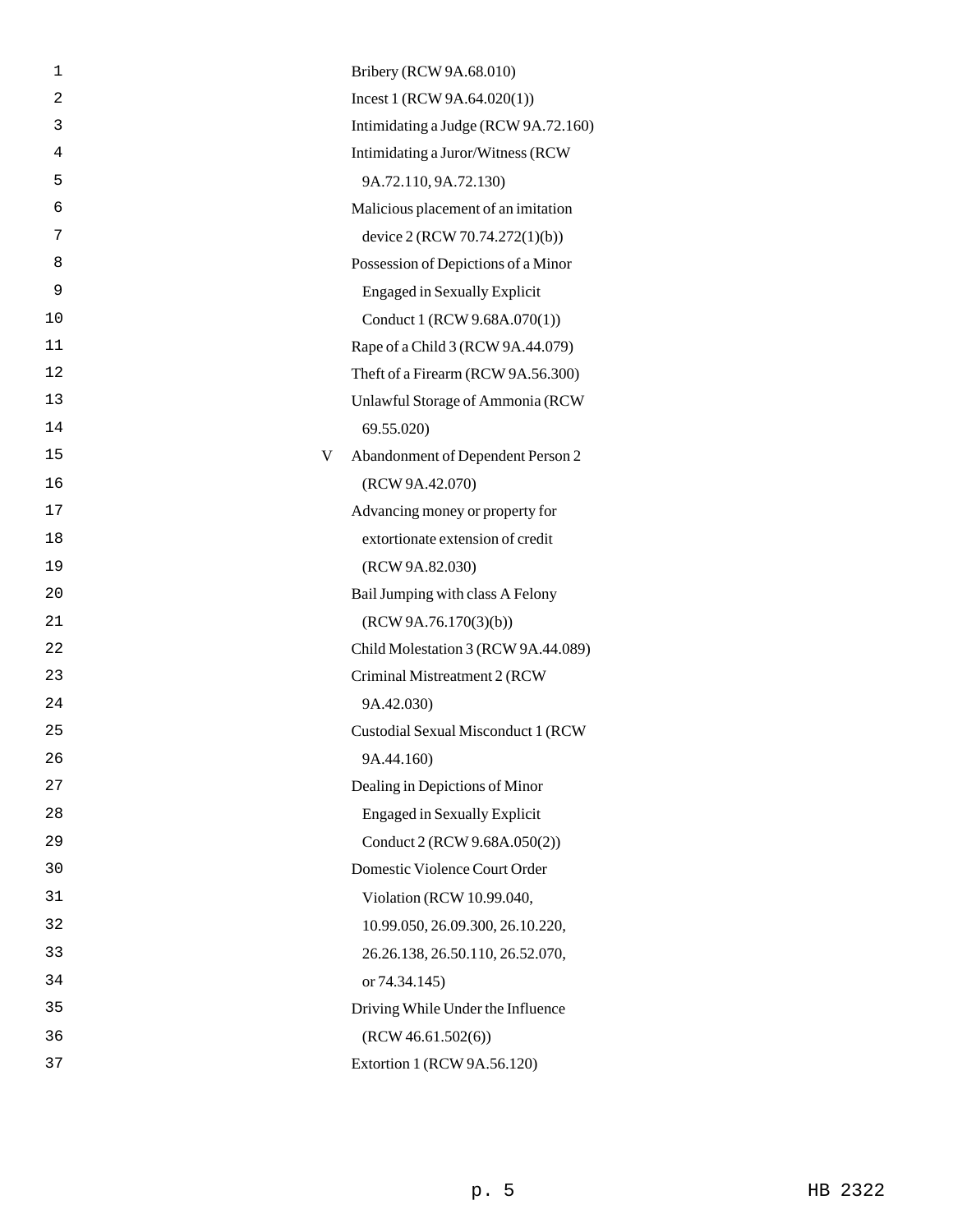| | |
|---|---|
| | Bribery (RCW 9A.68.010) |
| | Incest 1 (RCW 9A.64.020(1)) |
| | Intimidating a Judge (RCW 9A.72.160) |
| | Intimidating a Juror/Witness (RCW 9A.72.110, 9A.72.130) |
| | Malicious placement of an imitation device 2 (RCW 70.74.272(1)(b)) |
| | Possession of Depictions of a Minor Engaged in Sexually Explicit Conduct 1 (RCW 9.68A.070(1)) |
| | Rape of a Child 3 (RCW 9A.44.079) |
| | Theft of a Firearm (RCW 9A.56.300) |
| | Unlawful Storage of Ammonia (RCW 69.55.020) |
| V | Abandonment of Dependent Person 2 (RCW 9A.42.070) |
| | Advancing money or property for extortionate extension of credit (RCW 9A.82.030) |
| | Bail Jumping with class A Felony (RCW 9A.76.170(3)(b)) |
| | Child Molestation 3 (RCW 9A.44.089) |
| | Criminal Mistreatment 2 (RCW 9A.42.030) |
| | Custodial Sexual Misconduct 1 (RCW 9A.44.160) |
| | Dealing in Depictions of Minor Engaged in Sexually Explicit Conduct 2 (RCW 9.68A.050(2)) |
| | Domestic Violence Court Order Violation (RCW 10.99.040, 10.99.050, 26.09.300, 26.10.220, 26.26.138, 26.50.110, 26.52.070, or 74.34.145) |
| | Driving While Under the Influence (RCW 46.61.502(6)) |
| | Extortion 1 (RCW 9A.56.120) |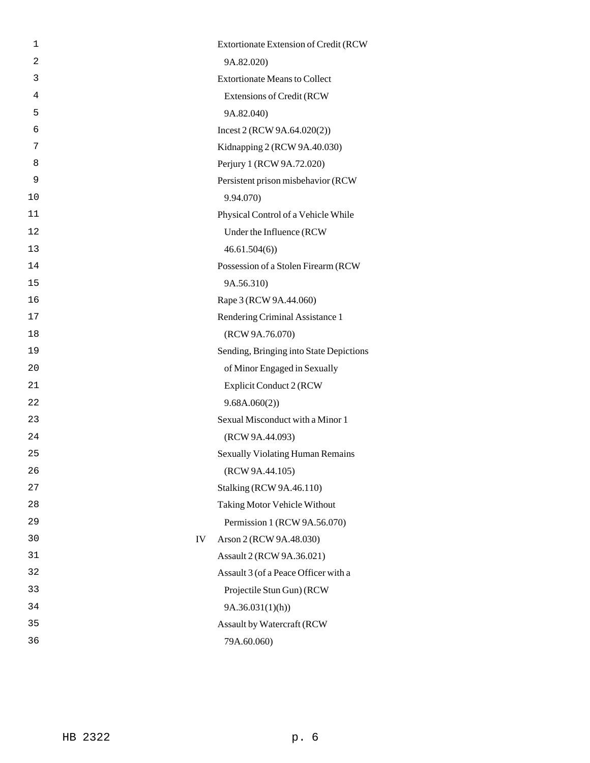Extortionate Extension of Credit (RCW 9A.82.020)

Extortionate Means to Collect Extensions of Credit (RCW 9A.82.040)

Incest 2 (RCW 9A.64.020(2))

Kidnapping 2 (RCW 9A.40.030)

Perjury 1 (RCW 9A.72.020)

Persistent prison misbehavior (RCW 9.94.070)

Physical Control of a Vehicle While Under the Influence (RCW 46.61.504(6))

Possession of a Stolen Firearm (RCW 9A.56.310)

Rape 3 (RCW 9A.44.060)

Rendering Criminal Assistance 1 (RCW 9A.76.070)

Sending, Bringing into State Depictions of Minor Engaged in Sexually Explicit Conduct 2 (RCW 9.68A.060(2))

Sexual Misconduct with a Minor 1 (RCW 9A.44.093)

Sexually Violating Human Remains (RCW 9A.44.105)

Stalking (RCW 9A.46.110)

Taking Motor Vehicle Without Permission 1 (RCW 9A.56.070)

IV Arson 2 (RCW 9A.48.030)

Assault 2 (RCW 9A.36.021)

Assault 3 (of a Peace Officer with a Projectile Stun Gun) (RCW 9A.36.031(1)(h))

Assault by Watercraft (RCW 79A.60.060)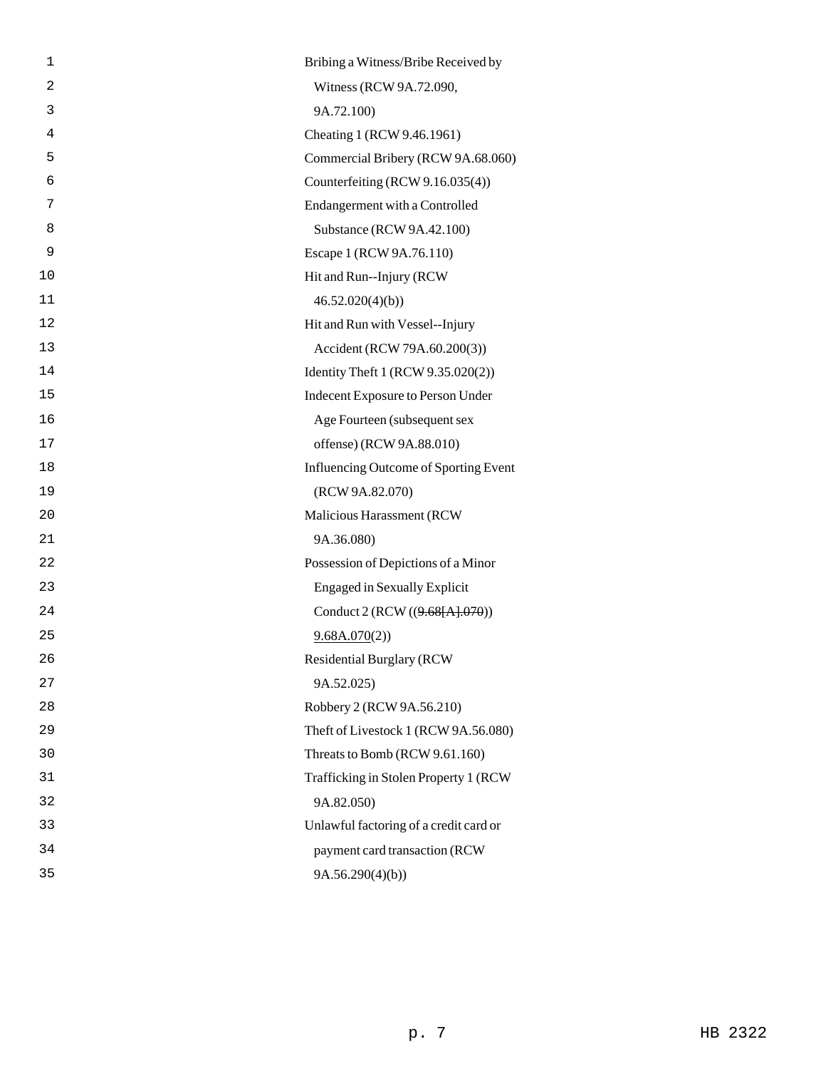Bribing a Witness/Bribe Received by Witness (RCW 9A.72.090, 9A.72.100)

Cheating 1 (RCW 9.46.1961)

Commercial Bribery (RCW 9A.68.060)

Counterfeiting (RCW 9.16.035(4))

Endangerment with a Controlled Substance (RCW 9A.42.100)

Escape 1 (RCW 9A.76.110)

Hit and Run--Injury (RCW 46.52.020(4)(b))

Hit and Run with Vessel--Injury Accident (RCW 79A.60.200(3))

Identity Theft 1 (RCW 9.35.020(2))

Indecent Exposure to Person Under Age Fourteen (subsequent sex offense) (RCW 9A.88.010)

Influencing Outcome of Sporting Event (RCW 9A.82.070)

Malicious Harassment (RCW 9A.36.080)

Possession of Depictions of a Minor Engaged in Sexually Explicit Conduct 2 (RCW ((~~9.68[A].070~~)) 9.68A.070(2))

Residential Burglary (RCW 9A.52.025)

Robbery 2 (RCW 9A.56.210)

Theft of Livestock 1 (RCW 9A.56.080)

Threats to Bomb (RCW 9.61.160)

Trafficking in Stolen Property 1 (RCW 9A.82.050)

Unlawful factoring of a credit card or payment card transaction (RCW 9A.56.290(4)(b))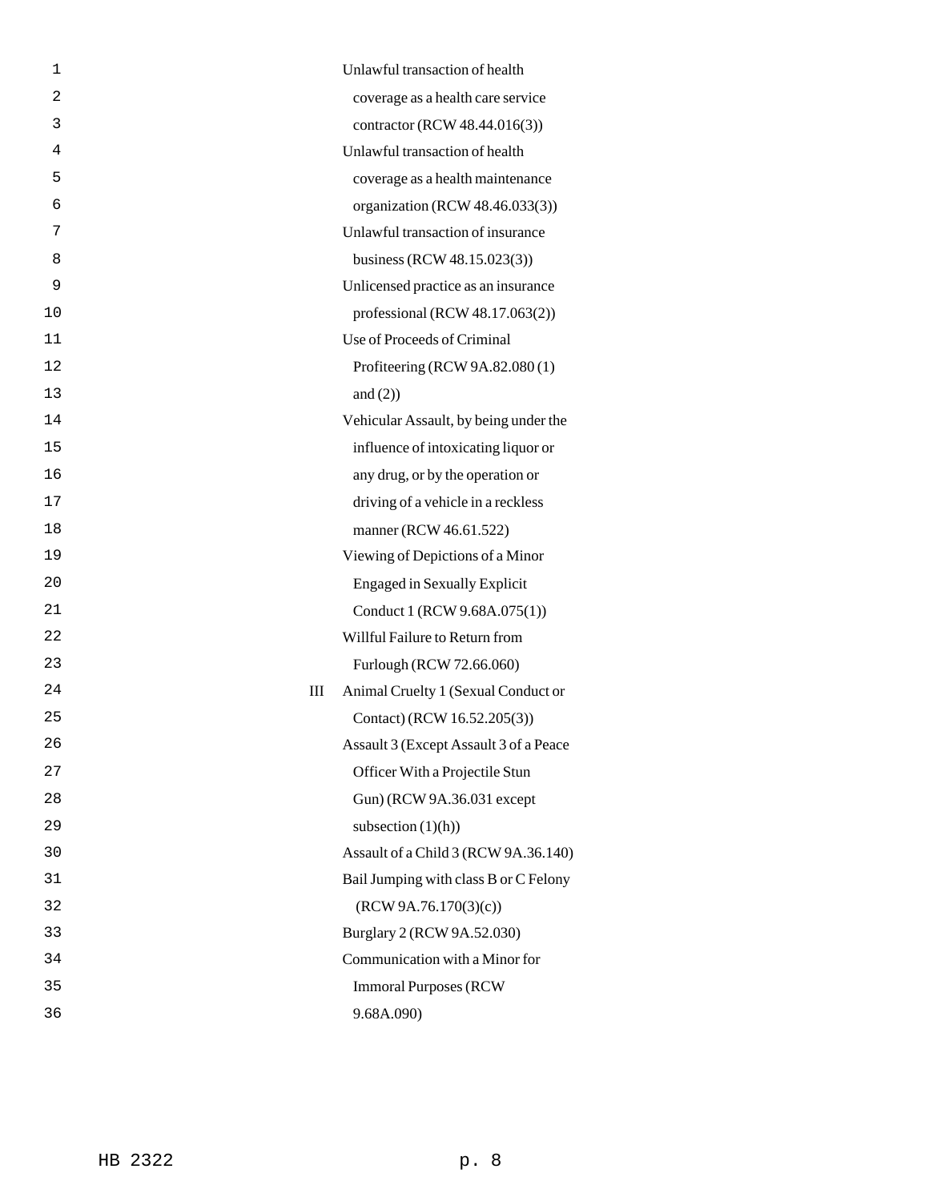| | |
|---|---|
| | Unlawful transaction of health coverage as a health care service contractor (RCW 48.44.016(3)) |
| | Unlawful transaction of health coverage as a health maintenance organization (RCW 48.46.033(3)) |
| | Unlawful transaction of insurance business (RCW 48.15.023(3)) |
| | Unlicensed practice as an insurance professional (RCW 48.17.063(2)) |
| | Use of Proceeds of Criminal Profiteering (RCW 9A.82.080 (1) and (2)) |
| | Vehicular Assault, by being under the influence of intoxicating liquor or any drug, or by the operation or driving of a vehicle in a reckless manner (RCW 46.61.522) |
| | Viewing of Depictions of a Minor Engaged in Sexually Explicit Conduct 1 (RCW 9.68A.075(1)) |
| | Willful Failure to Return from Furlough (RCW 72.66.060) |
| III | Animal Cruelty 1 (Sexual Conduct or Contact) (RCW 16.52.205(3)) |
| | Assault 3 (Except Assault 3 of a Peace Officer With a Projectile Stun Gun) (RCW 9A.36.031 except subsection (1)(h)) |
| | Assault of a Child 3 (RCW 9A.36.140) |
| | Bail Jumping with class B or C Felony (RCW 9A.76.170(3)(c)) |
| | Burglary 2 (RCW 9A.52.030) |
| | Communication with a Minor for Immoral Purposes (RCW 9.68A.090) |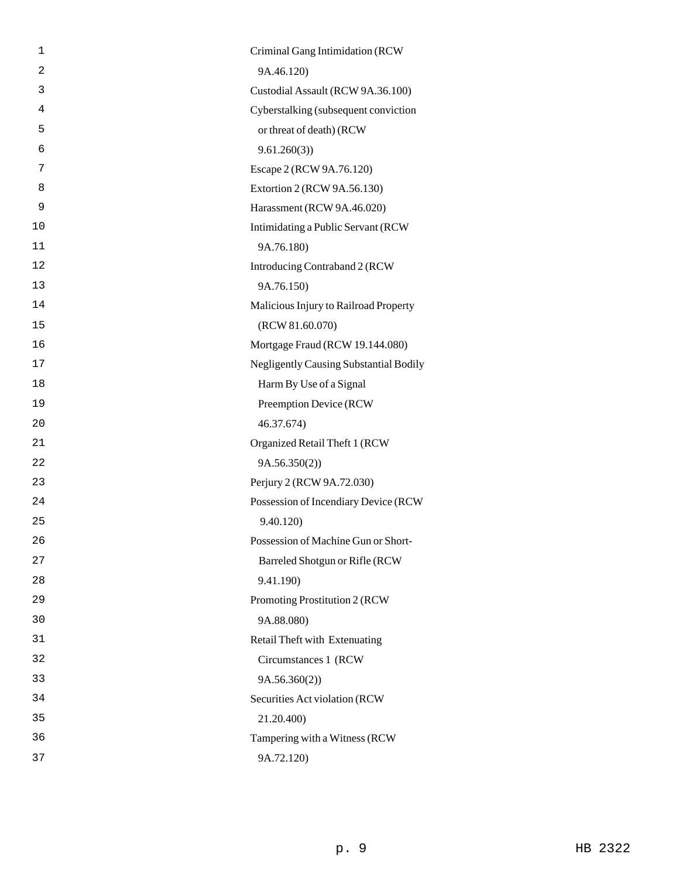Criminal Gang Intimidation (RCW 9A.46.120)

Custodial Assault (RCW 9A.36.100)

Cyberstalking (subsequent conviction or threat of death) (RCW 9.61.260(3))

Escape 2 (RCW 9A.76.120)

Extortion 2 (RCW 9A.56.130)

Harassment (RCW 9A.46.020)

Intimidating a Public Servant (RCW 9A.76.180)

Introducing Contraband 2 (RCW 9A.76.150)

Malicious Injury to Railroad Property (RCW 81.60.070)

Mortgage Fraud (RCW 19.144.080)

Negligently Causing Substantial Bodily Harm By Use of a Signal Preemption Device (RCW 46.37.674)

Organized Retail Theft 1 (RCW 9A.56.350(2))

Perjury 2 (RCW 9A.72.030)

Possession of Incendiary Device (RCW 9.40.120)

Possession of Machine Gun or Short-Barreled Shotgun or Rifle (RCW 9.41.190)

Promoting Prostitution 2 (RCW 9A.88.080)

Retail Theft with Extenuating Circumstances 1 (RCW 9A.56.360(2))

Securities Act violation (RCW 21.20.400)

Tampering with a Witness (RCW 9A.72.120)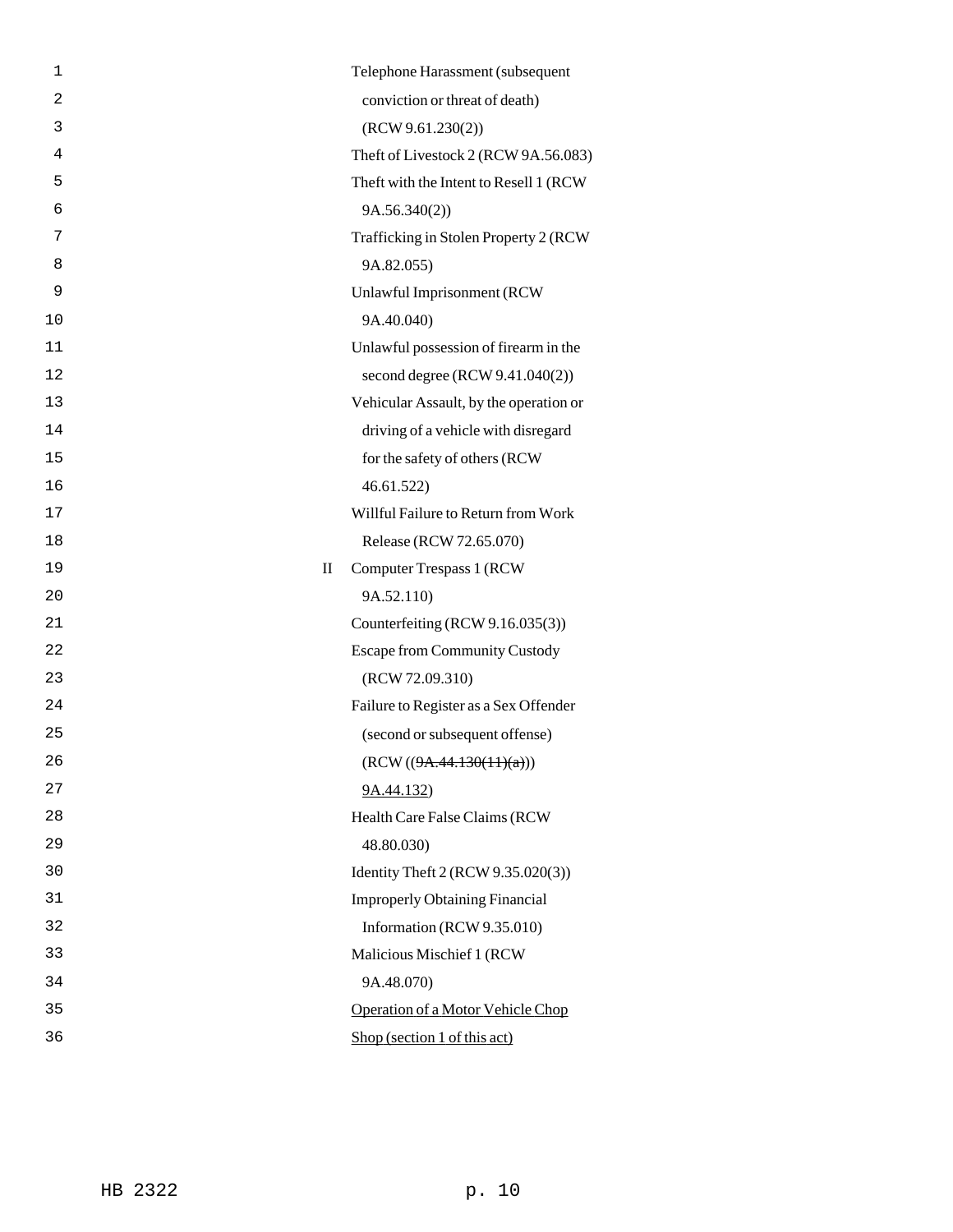Telephone Harassment (subsequent conviction or threat of death) (RCW 9.61.230(2))

Theft of Livestock 2 (RCW 9A.56.083)

Theft with the Intent to Resell 1 (RCW 9A.56.340(2))

Trafficking in Stolen Property 2 (RCW 9A.82.055)

Unlawful Imprisonment (RCW 9A.40.040)

Unlawful possession of firearm in the second degree (RCW 9.41.040(2))

Vehicular Assault, by the operation or driving of a vehicle with disregard for the safety of others (RCW 46.61.522)

Willful Failure to Return from Work Release (RCW 72.65.070)

II Computer Trespass 1 (RCW 9A.52.110)

Counterfeiting (RCW 9.16.035(3))

Escape from Community Custody (RCW 72.09.310)

Failure to Register as a Sex Offender (second or subsequent offense) (RCW ((~~9A.44.130(11)(a)~~)) 9A.44.132)

Health Care False Claims (RCW 48.80.030)

Identity Theft 2 (RCW 9.35.020(3))

Improperly Obtaining Financial Information (RCW 9.35.010)

Malicious Mischief 1 (RCW 9A.48.070)

Operation of a Motor Vehicle Chop Shop (section 1 of this act)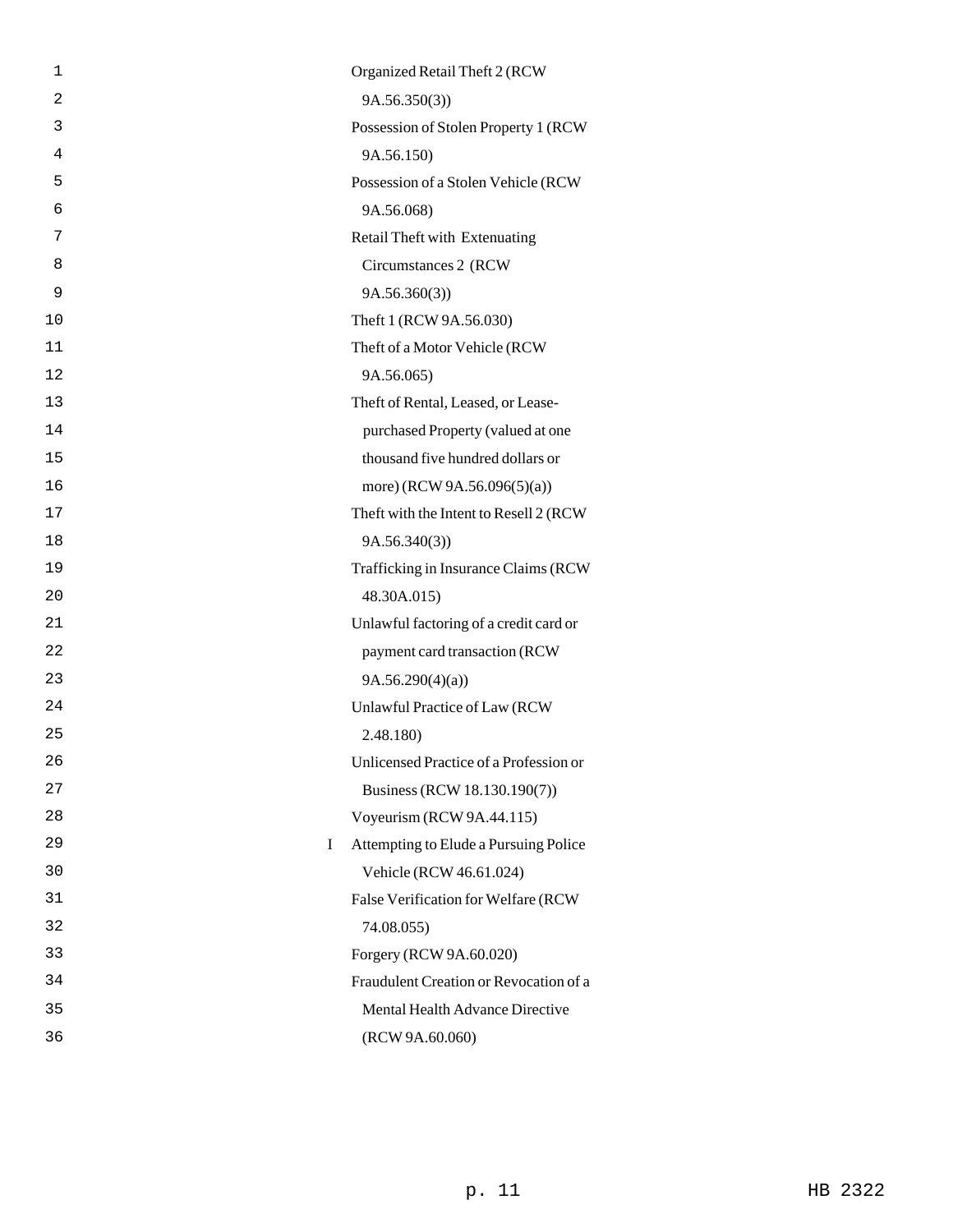Organized Retail Theft 2 (RCW 9A.56.350(3))

Possession of Stolen Property 1 (RCW 9A.56.150)

Possession of a Stolen Vehicle (RCW 9A.56.068)

Retail Theft with Extenuating Circumstances 2 (RCW 9A.56.360(3))

Theft 1 (RCW 9A.56.030)

Theft of a Motor Vehicle (RCW 9A.56.065)

Theft of Rental, Leased, or Lease-purchased Property (valued at one thousand five hundred dollars or more) (RCW 9A.56.096(5)(a))

Theft with the Intent to Resell 2 (RCW 9A.56.340(3))

Trafficking in Insurance Claims (RCW 48.30A.015)

Unlawful factoring of a credit card or payment card transaction (RCW 9A.56.290(4)(a))

Unlawful Practice of Law (RCW 2.48.180)

Unlicensed Practice of a Profession or Business (RCW 18.130.190(7))

Voyeurism (RCW 9A.44.115)

I Attempting to Elude a Pursuing Police Vehicle (RCW 46.61.024)

False Verification for Welfare (RCW 74.08.055)

Forgery (RCW 9A.60.020)

Fraudulent Creation or Revocation of a Mental Health Advance Directive (RCW 9A.60.060)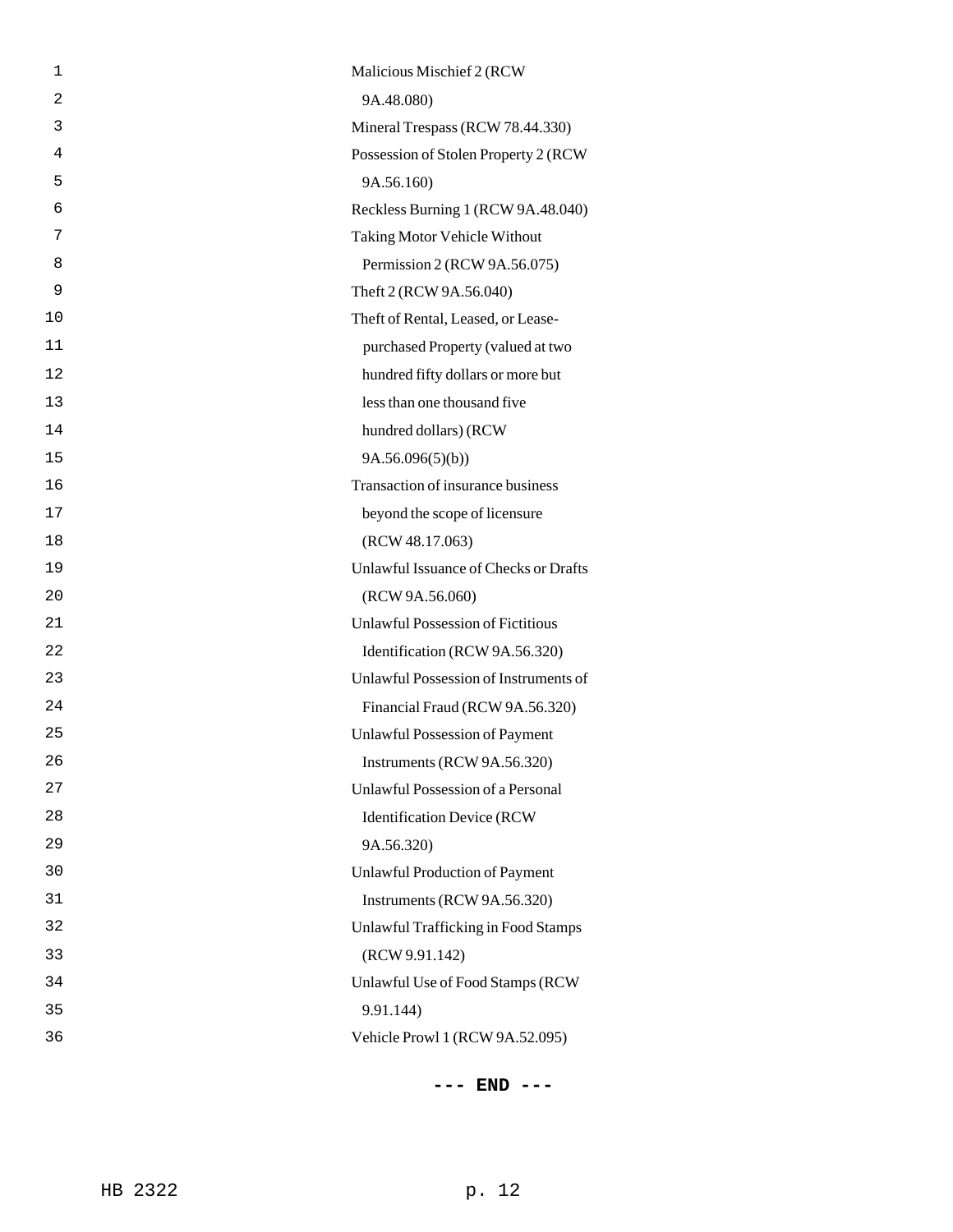Malicious Mischief 2 (RCW 9A.48.080)

Mineral Trespass (RCW 78.44.330)

Possession of Stolen Property 2 (RCW 9A.56.160)

Reckless Burning 1 (RCW 9A.48.040)

Taking Motor Vehicle Without Permission 2 (RCW 9A.56.075)

Theft 2 (RCW 9A.56.040)

Theft of Rental, Leased, or Lease-purchased Property (valued at two hundred fifty dollars or more but less than one thousand five hundred dollars) (RCW 9A.56.096(5)(b))

Transaction of insurance business beyond the scope of licensure (RCW 48.17.063)

Unlawful Issuance of Checks or Drafts (RCW 9A.56.060)

Unlawful Possession of Fictitious Identification (RCW 9A.56.320)

Unlawful Possession of Instruments of Financial Fraud (RCW 9A.56.320)

Unlawful Possession of Payment Instruments (RCW 9A.56.320)

Unlawful Possession of a Personal Identification Device (RCW 9A.56.320)

Unlawful Production of Payment Instruments (RCW 9A.56.320)

Unlawful Trafficking in Food Stamps (RCW 9.91.142)

Unlawful Use of Food Stamps (RCW 9.91.144)

Vehicle Prowl 1 (RCW 9A.52.095)

**--- END ---**